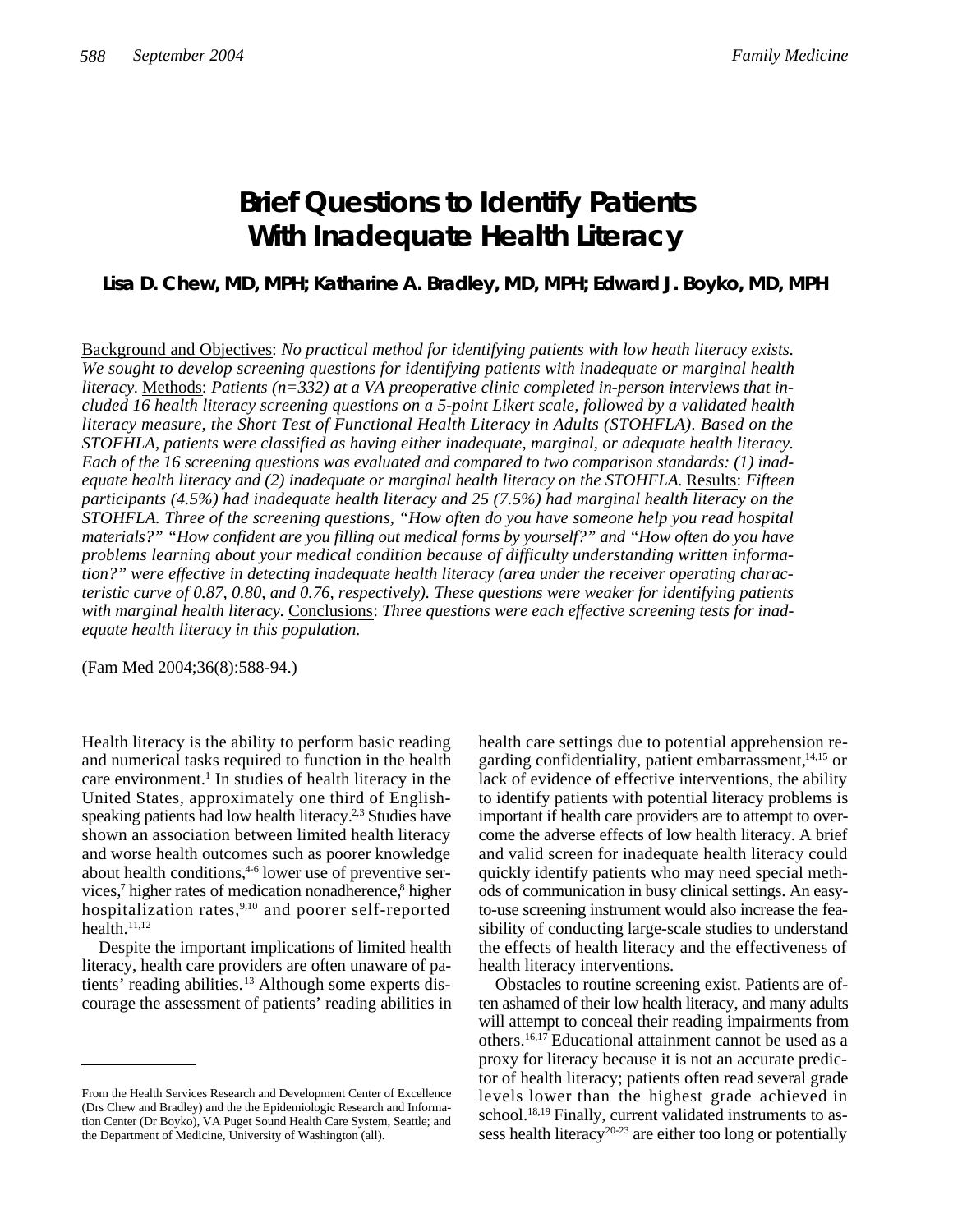# Brief Questions to Identify Patients With Inadequate Health Literacy

**Lisa D. Chew, MD, MPH; Katharine A. Bradley, MD, MPH; Edward J. Boyko, MD, MPH**

Background and Objectives: *No practical method for identifying patients with low heath literacy exists. We sought to develop screening questions for identifying patients with inadequate or marginal health literacy.* Methods: *Patients (n=332) at a VA preoperative clinic completed in-person interviews that included 16 health literacy screening questions on a 5-point Likert scale, followed by a validated health literacy measure, the Short Test of Functional Health Literacy in Adults (STOHFLA). Based on the STOFHLA, patients were classified as having either inadequate, marginal, or adequate health literacy. Each of the 16 screening questions was evaluated and compared to two comparison standards: (1) inadequate health literacy and (2) inadequate or marginal health literacy on the STOHFLA.* Results: *Fifteen participants (4.5%) had inadequate health literacy and 25 (7.5%) had marginal health literacy on the STOHFLA. Three of the screening questions, "How often do you have someone help you read hospital materials?" "How confident are you filling out medical forms by yourself?" and "How often do you have problems learning about your medical condition because of difficulty understanding written information?" were effective in detecting inadequate health literacy (area under the receiver operating characteristic curve of 0.87, 0.80, and 0.76, respectively). These questions were weaker for identifying patients with marginal health literacy.* Conclusions: *Three questions were each effective screening tests for inadequate health literacy in this population.*

(Fam Med 2004;36(8):588-94.)

Health literacy is the ability to perform basic reading and numerical tasks required to function in the health care environment.[1] In studies of health literacy in the United States, approximately one third of English-speaking patients had low health literacy.[2,3] Studies have shown an association between limited health literacy and worse health outcomes such as poorer knowledge about health conditions,[4-6] lower use of preventive services,[7] higher rates of medication nonadherence,[8] higher hospitalization rates,[9,10] and poorer self-reported health.[11,12]

Despite the important implications of limited health literacy, health care providers are often unaware of patients' reading abilities.[13] Although some experts discourage the assessment of patients' reading abilities in health care settings due to potential apprehension regarding confidentiality, patient embarrassment,[14,15] or lack of evidence of effective interventions, the ability to identify patients with potential literacy problems is important if health care providers are to attempt to overcome the adverse effects of low health literacy. A brief and valid screen for inadequate health literacy could quickly identify patients who may need special methods of communication in busy clinical settings. An easy-to-use screening instrument would also increase the feasibility of conducting large-scale studies to understand the effects of health literacy and the effectiveness of health literacy interventions.

Obstacles to routine screening exist. Patients are often ashamed of their low health literacy, and many adults will attempt to conceal their reading impairments from others.[16,17] Educational attainment cannot be used as a proxy for literacy because it is not an accurate predictor of health literacy; patients often read several grade levels lower than the highest grade achieved in school.[18,19] Finally, current validated instruments to assess health literacy[20-23] are either too long or potentially

From the Health Services Research and Development Center of Excellence (Drs Chew and Bradley) and the the Epidemiologic Research and Information Center (Dr Boyko), VA Puget Sound Health Care System, Seattle; and the Department of Medicine, University of Washington (all).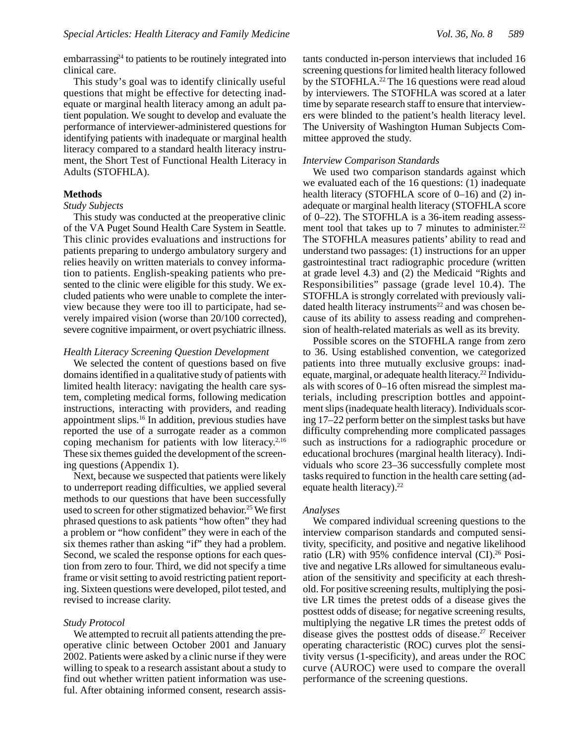embarrassing[24] to patients to be routinely integrated into clinical care.

This study's goal was to identify clinically useful questions that might be effective for detecting inadequate or marginal health literacy among an adult patient population. We sought to develop and evaluate the performance of interviewer-administered questions for identifying patients with inadequate or marginal health literacy compared to a standard health literacy instrument, the Short Test of Functional Health Literacy in Adults (STOFHLA).

## Methods

### *Study Subjects*

This study was conducted at the preoperative clinic of the VA Puget Sound Health Care System in Seattle. This clinic provides evaluations and instructions for patients preparing to undergo ambulatory surgery and relies heavily on written materials to convey information to patients. English-speaking patients who presented to the clinic were eligible for this study. We excluded patients who were unable to complete the interview because they were too ill to participate, had severely impaired vision (worse than 20/100 corrected), severe cognitive impairment, or overt psychiatric illness.

### *Health Literacy Screening Question Development*

We selected the content of questions based on five domains identified in a qualitative study of patients with limited health literacy: navigating the health care system, completing medical forms, following medication instructions, interacting with providers, and reading appointment slips.[16] In addition, previous studies have reported the use of a surrogate reader as a common coping mechanism for patients with low literacy.[2,16] These six themes guided the development of the screening questions (Appendix 1).

Next, because we suspected that patients were likely to underreport reading difficulties, we applied several methods to our questions that have been successfully used to screen for other stigmatized behavior.[25] We first phrased questions to ask patients "how often" they had a problem or "how confident" they were in each of the six themes rather than asking "if" they had a problem. Second, we scaled the response options for each question from zero to four. Third, we did not specify a time frame or visit setting to avoid restricting patient reporting. Sixteen questions were developed, pilot tested, and revised to increase clarity.

### *Study Protocol*

We attempted to recruit all patients attending the preoperative clinic between October 2001 and January 2002. Patients were asked by a clinic nurse if they were willing to speak to a research assistant about a study to find out whether written patient information was useful. After obtaining informed consent, research assistants conducted in-person interviews that included 16 screening questions for limited health literacy followed by the STOFHLA.[22] The 16 questions were read aloud by interviewers. The STOFHLA was scored at a later time by separate research staff to ensure that interviewers were blinded to the patient's health literacy level. The University of Washington Human Subjects Committee approved the study.

### *Interview Comparison Standards*

We used two comparison standards against which we evaluated each of the 16 questions: (1) inadequate health literacy (STOFHLA score of 0–16) and (2) inadequate or marginal health literacy (STOFHLA score of 0–22). The STOFHLA is a 36-item reading assessment tool that takes up to 7 minutes to administer.[22] The STOFHLA measures patients' ability to read and understand two passages: (1) instructions for an upper gastrointestinal tract radiographic procedure (written at grade level 4.3) and (2) the Medicaid "Rights and Responsibilities" passage (grade level 10.4). The STOFHLA is strongly correlated with previously validated health literacy instruments[22] and was chosen because of its ability to assess reading and comprehension of health-related materials as well as its brevity.

Possible scores on the STOFHLA range from zero to 36. Using established convention, we categorized patients into three mutually exclusive groups: inadequate, marginal, or adequate health literacy.[22] Individuals with scores of 0–16 often misread the simplest materials, including prescription bottles and appointment slips (inadequate health literacy). Individuals scoring 17–22 perform better on the simplest tasks but have difficulty comprehending more complicated passages such as instructions for a radiographic procedure or educational brochures (marginal health literacy). Individuals who score 23–36 successfully complete most tasks required to function in the health care setting (adequate health literacy).[22]

### *Analyses*

We compared individual screening questions to the interview comparison standards and computed sensitivity, specificity, and positive and negative likelihood ratio (LR) with 95% confidence interval (CI).[26] Positive and negative LRs allowed for simultaneous evaluation of the sensitivity and specificity at each threshold. For positive screening results, multiplying the positive LR times the pretest odds of a disease gives the posttest odds of disease; for negative screening results, multiplying the negative LR times the pretest odds of disease gives the posttest odds of disease.[27] Receiver operating characteristic (ROC) curves plot the sensitivity versus (1-specificity), and areas under the ROC curve (AUROC) were used to compare the overall performance of the screening questions.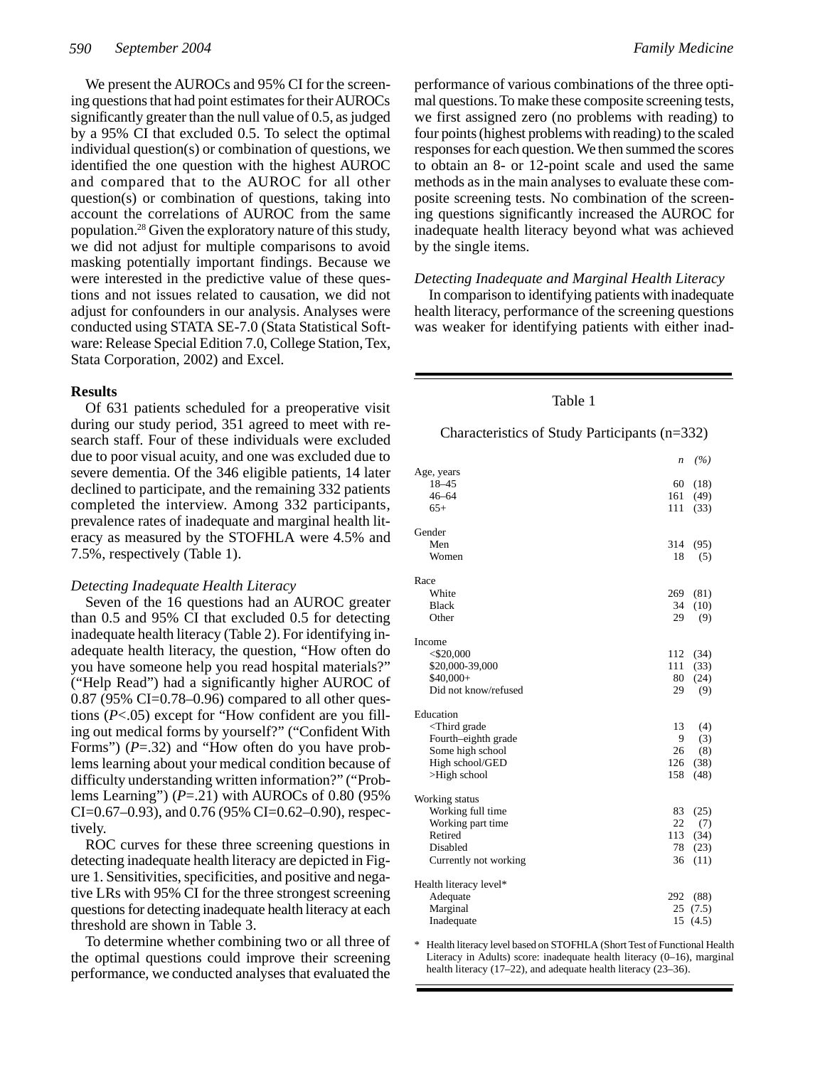We present the AUROCs and 95% CI for the screening questions that had point estimates for their AUROCs significantly greater than the null value of 0.5, as judged by a 95% CI that excluded 0.5. To select the optimal individual question(s) or combination of questions, we identified the one question with the highest AUROC and compared that to the AUROC for all other question(s) or combination of questions, taking into account the correlations of AUROC from the same population.[28] Given the exploratory nature of this study, we did not adjust for multiple comparisons to avoid masking potentially important findings. Because we were interested in the predictive value of these questions and not issues related to causation, we did not adjust for confounders in our analysis. Analyses were conducted using STATA SE-7.0 (Stata Statistical Software: Release Special Edition 7.0, College Station, Tex, Stata Corporation, 2002) and Excel.

## Results

Of 631 patients scheduled for a preoperative visit during our study period, 351 agreed to meet with research staff. Four of these individuals were excluded due to poor visual acuity, and one was excluded due to severe dementia. Of the 346 eligible patients, 14 later declined to participate, and the remaining 332 patients completed the interview. Among 332 participants, prevalence rates of inadequate and marginal health literacy as measured by the STOFHLA were 4.5% and 7.5%, respectively (Table 1).

### *Detecting Inadequate Health Literacy*

Seven of the 16 questions had an AUROC greater than 0.5 and 95% CI that excluded 0.5 for detecting inadequate health literacy (Table 2). For identifying inadequate health literacy, the question, "How often do you have someone help you read hospital materials?" ("Help Read") had a significantly higher AUROC of 0.87 (95% CI=0.78–0.96) compared to all other questions ($P<.05$) except for "How confident are you filling out medical forms by yourself?" ("Confident With Forms") ($P=.32$) and "How often do you have problems learning about your medical condition because of difficulty understanding written information?" ("Problems Learning") ($P=.21$) with AUROCs of 0.80 (95% CI=0.67–0.93), and 0.76 (95% CI=0.62–0.90), respectively.

ROC curves for these three screening questions in detecting inadequate health literacy are depicted in Figure 1. Sensitivities, specificities, and positive and negative LRs with 95% CI for the three strongest screening questions for detecting inadequate health literacy at each threshold are shown in Table 3.

To determine whether combining two or all three of the optimal questions could improve their screening performance, we conducted analyses that evaluated the performance of various combinations of the three optimal questions. To make these composite screening tests, we first assigned zero (no problems with reading) to four points (highest problems with reading) to the scaled responses for each question. We then summed the scores to obtain an 8- or 12-point scale and used the same methods as in the main analyses to evaluate these composite screening tests. No combination of the screening questions significantly increased the AUROC for inadequate health literacy beyond what was achieved by the single items.

### *Detecting Inadequate and Marginal Health Literacy*

In comparison to identifying patients with inadequate health literacy, performance of the screening questions was weaker for identifying patients with either inad-

Table 1

Characteristics of Study Participants (n=332)

| | *n* | *(%)* |
|---|---|---|
| Age, years | | |
| 18–45 | 60 | (18) |
| 46–64 | 161 | (49) |
| 65+ | 111 | (33) |
| Gender | | |
| Men | 314 | (95) |
| Women | 18 | (5) |
| Race | | |
| White | 269 | (81) |
| Black | 34 | (10) |
| Other | 29 | (9) |
| Income | | |
| <$20,000 | 112 | (34) |
| $20,000-39,000 | 111 | (33) |
| $40,000+ | 80 | (24) |
| Did not know/refused | 29 | (9) |
| Education | | |
| <Third grade | 13 | (4) |
| Fourth–eighth grade | 9 | (3) |
| Some high school | 26 | (8) |
| High school/GED | 126 | (38) |
| >High school | 158 | (48) |
| Working status | | |
| Working full time | 83 | (25) |
| Working part time | 22 | (7) |
| Retired | 113 | (34) |
| Disabled | 78 | (23) |
| Currently not working | 36 | (11) |
| Health literacy level* | | |
| Adequate | 292 | (88) |
| Marginal | 25 | (7.5) |
| Inadequate | 15 | (4.5) |

\* Health literacy level based on STOFHLA (Short Test of Functional Health Literacy in Adults) score: inadequate health literacy (0–16), marginal health literacy (17–22), and adequate health literacy (23–36).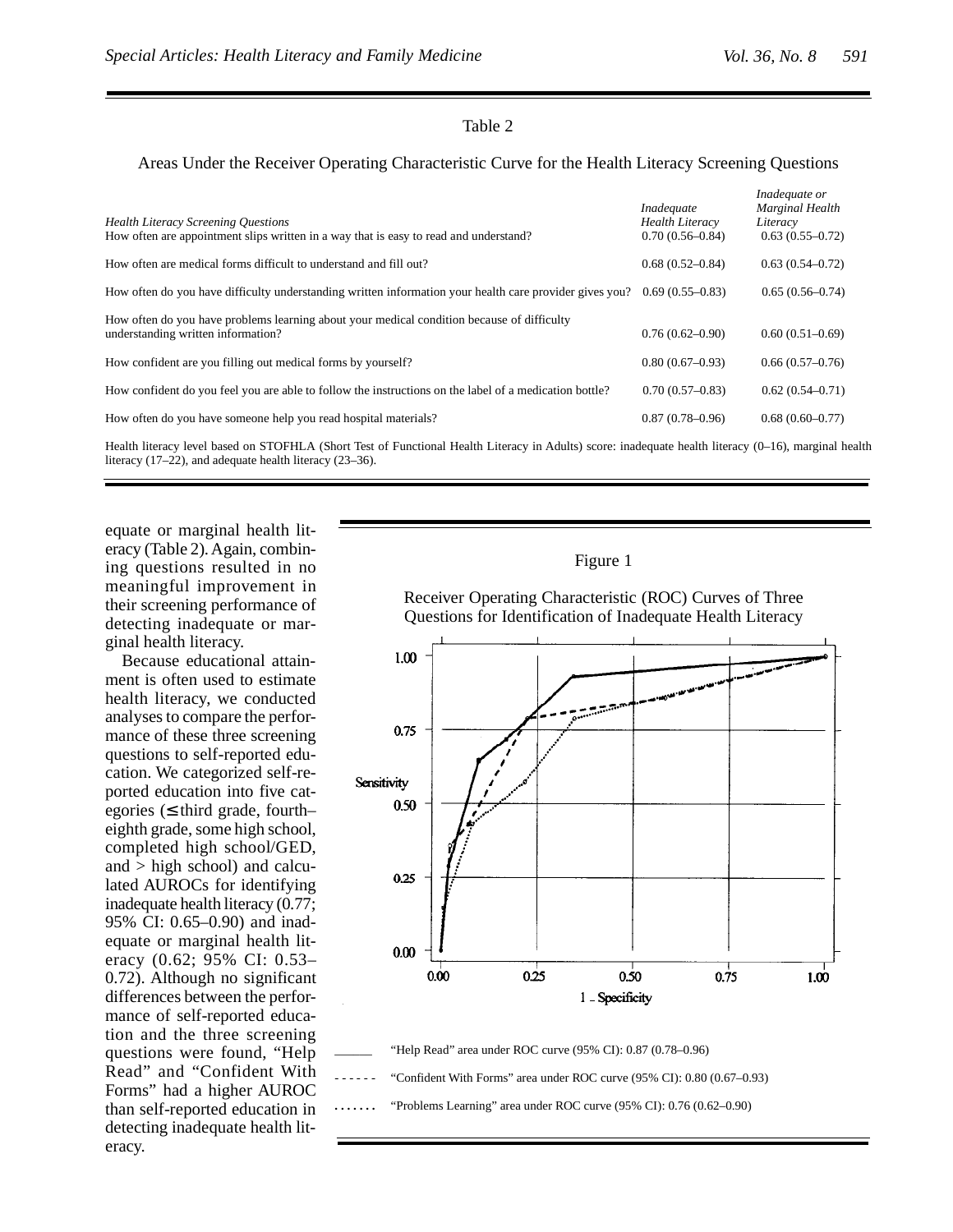Table 2

Areas Under the Receiver Operating Characteristic Curve for the Health Literacy Screening Questions

| *Health Literacy Screening Questions* | *Inadequate Health Literacy* | *Inadequate or Marginal Health Literacy* |
|---|---|---|
| How often are appointment slips written in a way that is easy to read and understand? | 0.70 (0.56–0.84) | 0.63 (0.55–0.72) |
| How often are medical forms difficult to understand and fill out? | 0.68 (0.52–0.84) | 0.63 (0.54–0.72) |
| How often do you have difficulty understanding written information your health care provider gives you? | 0.69 (0.55–0.83) | 0.65 (0.56–0.74) |
| How often do you have problems learning about your medical condition because of difficulty understanding written information? | 0.76 (0.62–0.90) | 0.60 (0.51–0.69) |
| How confident are you filling out medical forms by yourself? | 0.80 (0.67–0.93) | 0.66 (0.57–0.76) |
| How confident do you feel you are able to follow the instructions on the label of a medication bottle? | 0.70 (0.57–0.83) | 0.62 (0.54–0.71) |
| How often do you have someone help you read hospital materials? | 0.87 (0.78–0.96) | 0.68 (0.60–0.77) |

Health literacy level based on STOFHLA (Short Test of Functional Health Literacy in Adults) score: inadequate health literacy (0–16), marginal health literacy (17–22), and adequate health literacy (23–36).

equate or marginal health literacy (Table 2). Again, combining questions resulted in no meaningful improvement in their screening performance of detecting inadequate or marginal health literacy.

Because educational attainment is often used to estimate health literacy, we conducted analyses to compare the performance of these three screening questions to self-reported education. We categorized self-reported education into five categories (≤ third grade, fourth–eighth grade, some high school, completed high school/GED, and > high school) and calculated AUROCs for identifying inadequate health literacy (0.77; 95% CI: 0.65–0.90) and inadequate or marginal health literacy (0.62; 95% CI: 0.53–0.72). Although no significant differences between the performance of self-reported education and the three screening questions were found, "Help Read" and "Confident With Forms" had a higher AUROC than self-reported education in detecting inadequate health literacy.

Figure 1

Receiver Operating Characteristic (ROC) Curves of Three Questions for Identification of Inadequate Health Literacy

——— "Help Read" area under ROC curve (95% CI): 0.87 (0.78–0.96)

- - - - - - "Confident With Forms" area under ROC curve (95% CI): 0.80 (0.67–0.93)

. . . . . . . "Problems Learning" area under ROC curve (95% CI): 0.76 (0.62–0.90)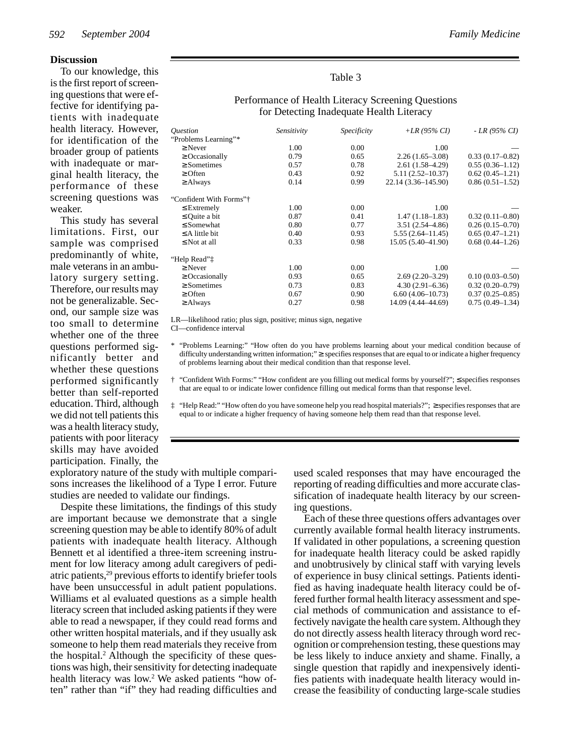## Discussion

To our knowledge, this is the first report of screening questions that were effective for identifying patients with inadequate health literacy. However, for identification of the broader group of patients with inadequate or marginal health literacy, the performance of these screening questions was weaker.

This study has several limitations. First, our sample was comprised predominantly of white, male veterans in an ambulatory surgery setting. Therefore, our results may not be generalizable. Second, our sample size was too small to determine whether one of the three questions performed significantly better and whether these questions performed significantly better than self-reported education. Third, although we did not tell patients this was a health literacy study, patients with poor literacy skills may have avoided participation. Finally, the exploratory nature of the study with multiple comparisons increases the likelihood of a Type I error. Future studies are needed to validate our findings.

Table 3

Performance of Health Literacy Screening Questions for Detecting Inadequate Health Literacy

| *Question* | *Sensitivity* | *Specificity* | *+LR (95% CI)* | *- LR (95% CI)* |
|---|---|---|---|---|
| "Problems Learning"* | | | | |
| ≥ Never | 1.00 | 0.00 | 1.00 | — |
| ≥ Occasionally | 0.79 | 0.65 | 2.26 (1.65–3.08) | 0.33 (0.17–0.82) |
| ≥ Sometimes | 0.57 | 0.78 | 2.61 (1.58–4.29) | 0.55 (0.36–1.12) |
| ≥ Often | 0.43 | 0.92 | 5.11 (2.52–10.37) | 0.62 (0.45–1.21) |
| ≥ Always | 0.14 | 0.99 | 22.14 (3.36–145.90) | 0.86 (0.51–1.52) |
| "Confident With Forms"† | | | | |
| ≤ Extremely | 1.00 | 0.00 | 1.00 | — |
| ≤ Quite a bit | 0.87 | 0.41 | 1.47 (1.18–1.83) | 0.32 (0.11–0.80) |
| ≤ Somewhat | 0.80 | 0.77 | 3.51 (2.54–4.86) | 0.26 (0.15–0.70) |
| ≤ A little bit | 0.40 | 0.93 | 5.55 (2.64–11.45) | 0.65 (0.47–1.21) |
| ≤ Not at all | 0.33 | 0.98 | 15.05 (5.40–41.90) | 0.68 (0.44–1.26) |
| "Help Read"‡ | | | | |
| ≥ Never | 1.00 | 0.00 | 1.00 | — |
| ≥ Occasionally | 0.93 | 0.65 | 2.69 (2.20–3.29) | 0.10 (0.03–0.50) |
| ≥ Sometimes | 0.73 | 0.83 | 4.30 (2.91–6.36) | 0.32 (0.20–0.79) |
| ≥ Often | 0.67 | 0.90 | 6.60 (4.06–10.73) | 0.37 (0.25–0.85) |
| ≥ Always | 0.27 | 0.98 | 14.09 (4.44–44.69) | 0.75 (0.49–1.34) |

LR—likelihood ratio; plus sign, positive; minus sign, negative
CI—confidence interval

\* "Problems Learning:" "How often do you have problems learning about your medical condition because of difficulty understanding written information;" ≥ specifies responses that are equal to or indicate a higher frequency of problems learning about their medical condition than that response level.

† "Confident With Forms:" "How confident are you filling out medical forms by yourself?"; ≤ specifies responses that are equal to or indicate lower confidence filling out medical forms than that response level.

‡ "Help Read:" "How often do you have someone help you read hospital materials?"; ≥ specifies responses that are equal to or indicate a higher frequency of having someone help them read than that response level.

Despite these limitations, the findings of this study are important because we demonstrate that a single screening question may be able to identify 80% of adult patients with inadequate health literacy. Although Bennett et al identified a three-item screening instrument for low literacy among adult caregivers of pediatric patients,[29] previous efforts to identify briefer tools have been unsuccessful in adult patient populations. Williams et al evaluated questions as a simple health literacy screen that included asking patients if they were able to read a newspaper, if they could read forms and other written hospital materials, and if they usually ask someone to help them read materials they receive from the hospital.[2] Although the specificity of these questions was high, their sensitivity for detecting inadequate health literacy was low.[2] We asked patients "how often" rather than "if" they had reading difficulties and used scaled responses that may have encouraged the reporting of reading difficulties and more accurate classification of inadequate health literacy by our screening questions.

Each of these three questions offers advantages over currently available formal health literacy instruments. If validated in other populations, a screening question for inadequate health literacy could be asked rapidly and unobtrusively by clinical staff with varying levels of experience in busy clinical settings. Patients identified as having inadequate health literacy could be offered further formal health literacy assessment and special methods of communication and assistance to effectively navigate the health care system. Although they do not directly assess health literacy through word recognition or comprehension testing, these questions may be less likely to induce anxiety and shame. Finally, a single question that rapidly and inexpensively identifies patients with inadequate health literacy would increase the feasibility of conducting large-scale studies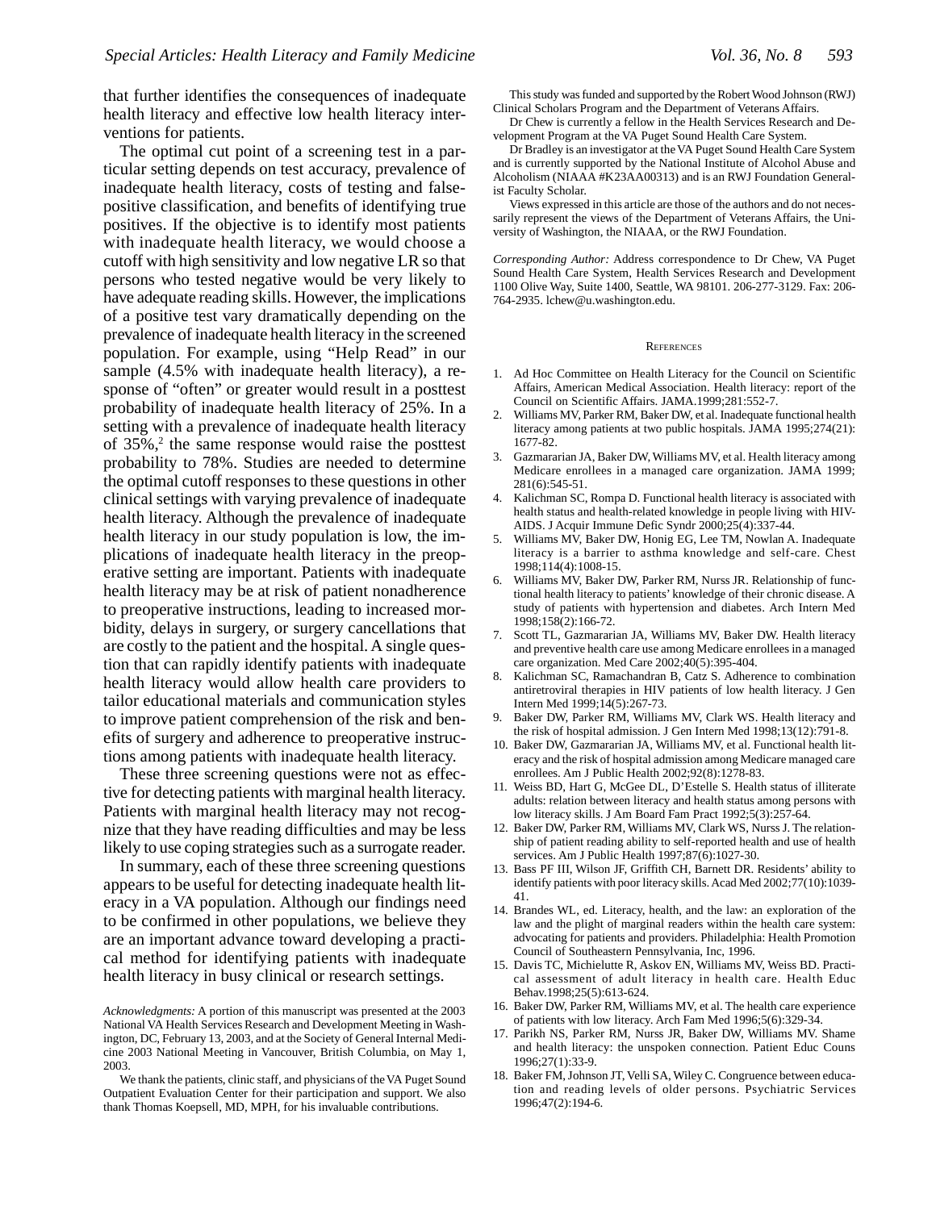that further identifies the consequences of inadequate health literacy and effective low health literacy interventions for patients.

The optimal cut point of a screening test in a particular setting depends on test accuracy, prevalence of inadequate health literacy, costs of testing and false-positive classification, and benefits of identifying true positives. If the objective is to identify most patients with inadequate health literacy, we would choose a cutoff with high sensitivity and low negative LR so that persons who tested negative would be very likely to have adequate reading skills. However, the implications of a positive test vary dramatically depending on the prevalence of inadequate health literacy in the screened population. For example, using "Help Read" in our sample (4.5% with inadequate health literacy), a response of "often" or greater would result in a posttest probability of inadequate health literacy of 25%. In a setting with a prevalence of inadequate health literacy of 35%,[2] the same response would raise the posttest probability to 78%. Studies are needed to determine the optimal cutoff responses to these questions in other clinical settings with varying prevalence of inadequate health literacy. Although the prevalence of inadequate health literacy in our study population is low, the implications of inadequate health literacy in the preoperative setting are important. Patients with inadequate health literacy may be at risk of patient nonadherence to preoperative instructions, leading to increased morbidity, delays in surgery, or surgery cancellations that are costly to the patient and the hospital. A single question that can rapidly identify patients with inadequate health literacy would allow health care providers to tailor educational materials and communication styles to improve patient comprehension of the risk and benefits of surgery and adherence to preoperative instructions among patients with inadequate health literacy.

These three screening questions were not as effective for detecting patients with marginal health literacy. Patients with marginal health literacy may not recognize that they have reading difficulties and may be less likely to use coping strategies such as a surrogate reader.

In summary, each of these three screening questions appears to be useful for detecting inadequate health literacy in a VA population. Although our findings need to be confirmed in other populations, we believe they are an important advance toward developing a practical method for identifying patients with inadequate health literacy in busy clinical or research settings.

*Acknowledgments:* A portion of this manuscript was presented at the 2003 National VA Health Services Research and Development Meeting in Washington, DC, February 13, 2003, and at the Society of General Internal Medicine 2003 National Meeting in Vancouver, British Columbia, on May 1, 2003.

We thank the patients, clinic staff, and physicians of the VA Puget Sound Outpatient Evaluation Center for their participation and support. We also thank Thomas Koepsell, MD, MPH, for his invaluable contributions.

This study was funded and supported by the Robert Wood Johnson (RWJ) Clinical Scholars Program and the Department of Veterans Affairs.

Dr Chew is currently a fellow in the Health Services Research and Development Program at the VA Puget Sound Health Care System.

Dr Bradley is an investigator at the VA Puget Sound Health Care System and is currently supported by the National Institute of Alcohol Abuse and Alcoholism (NIAAA #K23AA00313) and is an RWJ Foundation Generalist Faculty Scholar.

Views expressed in this article are those of the authors and do not necessarily represent the views of the Department of Veterans Affairs, the University of Washington, the NIAAA, or the RWJ Foundation.

*Corresponding Author:* Address correspondence to Dr Chew, VA Puget Sound Health Care System, Health Services Research and Development 1100 Olive Way, Suite 1400, Seattle, WA 98101. 206-277-3129. Fax: 206-764-2935. lchew@u.washington.edu.

## References

1. Ad Hoc Committee on Health Literacy for the Council on Scientific Affairs, American Medical Association. Health literacy: report of the Council on Scientific Affairs. JAMA.1999;281:552-7.
2. Williams MV, Parker RM, Baker DW, et al. Inadequate functional health literacy among patients at two public hospitals. JAMA 1995;274(21): 1677-82.
3. Gazmararian JA, Baker DW, Williams MV, et al. Health literacy among Medicare enrollees in a managed care organization. JAMA 1999; 281(6):545-51.
4. Kalichman SC, Rompa D. Functional health literacy is associated with health status and health-related knowledge in people living with HIV-AIDS. J Acquir Immune Defic Syndr 2000;25(4):337-44.
5. Williams MV, Baker DW, Honig EG, Lee TM, Nowlan A. Inadequate literacy is a barrier to asthma knowledge and self-care. Chest 1998;114(4):1008-15.
6. Williams MV, Baker DW, Parker RM, Nurss JR. Relationship of functional health literacy to patients' knowledge of their chronic disease. A study of patients with hypertension and diabetes. Arch Intern Med 1998;158(2):166-72.
7. Scott TL, Gazmararian JA, Williams MV, Baker DW. Health literacy and preventive health care use among Medicare enrollees in a managed care organization. Med Care 2002;40(5):395-404.
8. Kalichman SC, Ramachandran B, Catz S. Adherence to combination antiretroviral therapies in HIV patients of low health literacy. J Gen Intern Med 1999;14(5):267-73.
9. Baker DW, Parker RM, Williams MV, Clark WS. Health literacy and the risk of hospital admission. J Gen Intern Med 1998;13(12):791-8.
10. Baker DW, Gazmararian JA, Williams MV, et al. Functional health literacy and the risk of hospital admission among Medicare managed care enrollees. Am J Public Health 2002;92(8):1278-83.
11. Weiss BD, Hart G, McGee DL, D'Estelle S. Health status of illiterate adults: relation between literacy and health status among persons with low literacy skills. J Am Board Fam Pract 1992;5(3):257-64.
12. Baker DW, Parker RM, Williams MV, Clark WS, Nurss J. The relationship of patient reading ability to self-reported health and use of health services. Am J Public Health 1997;87(6):1027-30.
13. Bass PF III, Wilson JF, Griffith CH, Barnett DR. Residents' ability to identify patients with poor literacy skills. Acad Med 2002;77(10):1039-41.
14. Brandes WL, ed. Literacy, health, and the law: an exploration of the law and the plight of marginal readers within the health care system: advocating for patients and providers. Philadelphia: Health Promotion Council of Southeastern Pennsylvania, Inc, 1996.
15. Davis TC, Michielutte R, Askov EN, Williams MV, Weiss BD. Practical assessment of adult literacy in health care. Health Educ Behav.1998;25(5):613-624.
16. Baker DW, Parker RM, Williams MV, et al. The health care experience of patients with low literacy. Arch Fam Med 1996;5(6):329-34.
17. Parikh NS, Parker RM, Nurss JR, Baker DW, Williams MV. Shame and health literacy: the unspoken connection. Patient Educ Couns 1996;27(1):33-9.
18. Baker FM, Johnson JT, Velli SA, Wiley C. Congruence between education and reading levels of older persons. Psychiatric Services 1996;47(2):194-6.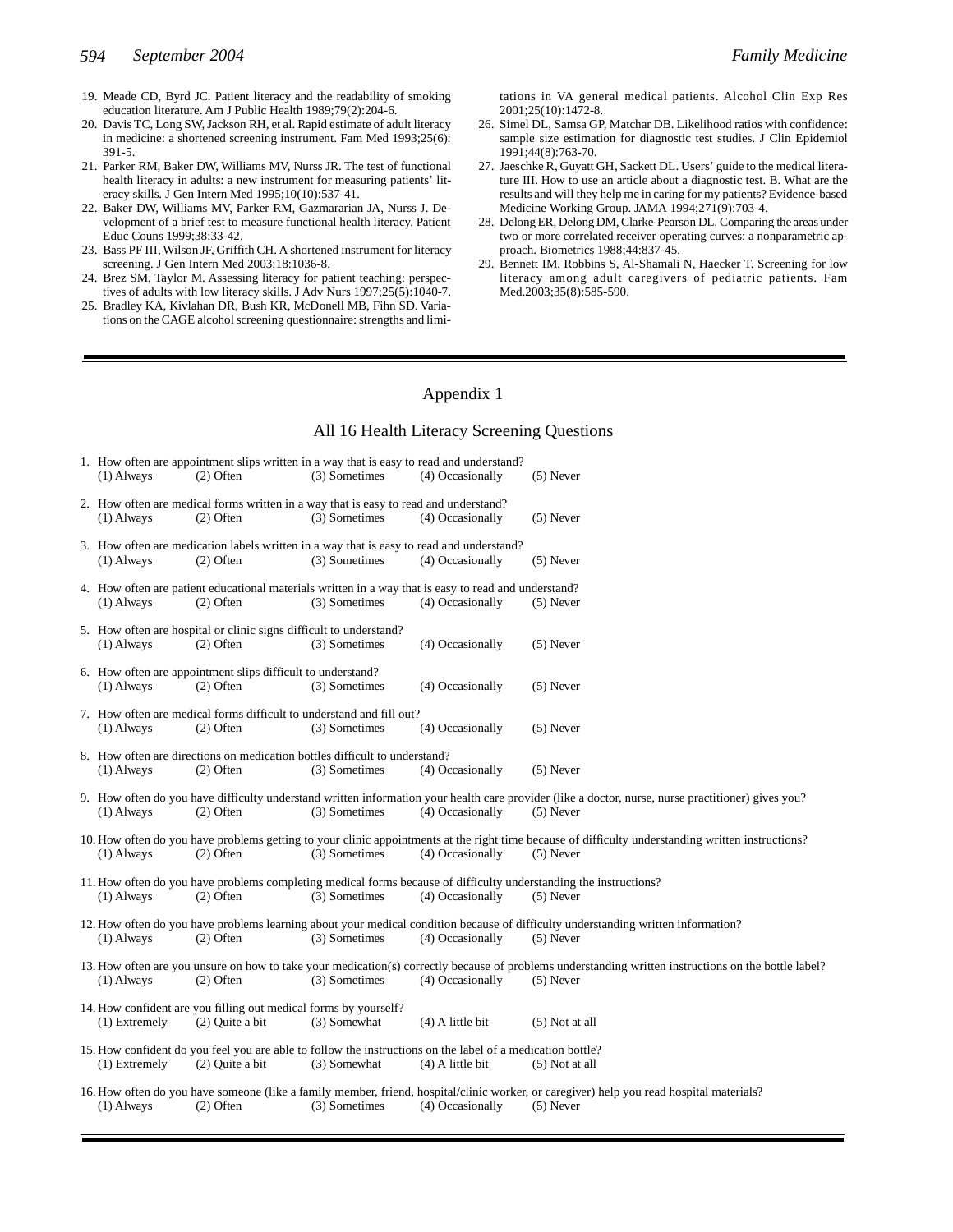19. Meade CD, Byrd JC. Patient literacy and the readability of smoking education literature. Am J Public Health 1989;79(2):204-6.
20. Davis TC, Long SW, Jackson RH, et al. Rapid estimate of adult literacy in medicine: a shortened screening instrument. Fam Med 1993;25(6): 391-5.
21. Parker RM, Baker DW, Williams MV, Nurss JR. The test of functional health literacy in adults: a new instrument for measuring patients' literacy skills. J Gen Intern Med 1995;10(10):537-41.
22. Baker DW, Williams MV, Parker RM, Gazmararian JA, Nurss J. Development of a brief test to measure functional health literacy. Patient Educ Couns 1999;38:33-42.
23. Bass PF III, Wilson JF, Griffith CH. A shortened instrument for literacy screening. J Gen Intern Med 2003;18:1036-8.
24. Brez SM, Taylor M. Assessing literacy for patient teaching: perspectives of adults with low literacy skills. J Adv Nurs 1997;25(5):1040-7.
25. Bradley KA, Kivlahan DR, Bush KR, McDonell MB, Fihn SD. Variations on the CAGE alcohol screening questionnaire: strengths and limitations in VA general medical patients. Alcohol Clin Exp Res 2001;25(10):1472-8.
26. Simel DL, Samsa GP, Matchar DB. Likelihood ratios with confidence: sample size estimation for diagnostic test studies. J Clin Epidemiol 1991;44(8):763-70.
27. Jaeschke R, Guyatt GH, Sackett DL. Users' guide to the medical literature III. How to use an article about a diagnostic test. B. What are the results and will they help me in caring for my patients? Evidence-based Medicine Working Group. JAMA 1994;271(9):703-4.
28. Delong ER, Delong DM, Clarke-Pearson DL. Comparing the areas under two or more correlated receiver operating curves: a nonparametric approach. Biometrics 1988;44:837-45.
29. Bennett IM, Robbins S, Al-Shamali N, Haecker T. Screening for low literacy among adult caregivers of pediatric patients. Fam Med.2003;35(8):585-590.

## Appendix 1

### All 16 Health Literacy Screening Questions

1. How often are appointment slips written in a way that is easy to read and understand?
   (1) Always (2) Often (3) Sometimes (4) Occasionally (5) Never

2. How often are medical forms written in a way that is easy to read and understand?
   (1) Always (2) Often (3) Sometimes (4) Occasionally (5) Never

3. How often are medication labels written in a way that is easy to read and understand?
   (1) Always (2) Often (3) Sometimes (4) Occasionally (5) Never

4. How often are patient educational materials written in a way that is easy to read and understand?
   (1) Always (2) Often (3) Sometimes (4) Occasionally (5) Never

5. How often are hospital or clinic signs difficult to understand?
   (1) Always (2) Often (3) Sometimes (4) Occasionally (5) Never

6. How often are appointment slips difficult to understand?
   (1) Always (2) Often (3) Sometimes (4) Occasionally (5) Never

7. How often are medical forms difficult to understand and fill out?
   (1) Always (2) Often (3) Sometimes (4) Occasionally (5) Never

8. How often are directions on medication bottles difficult to understand?
   (1) Always (2) Often (3) Sometimes (4) Occasionally (5) Never

9. How often do you have difficulty understand written information your health care provider (like a doctor, nurse, nurse practitioner) gives you?
   (1) Always (2) Often (3) Sometimes (4) Occasionally (5) Never

10. How often do you have problems getting to your clinic appointments at the right time because of difficulty understanding written instructions?
    (1) Always (2) Often (3) Sometimes (4) Occasionally (5) Never

11. How often do you have problems completing medical forms because of difficulty understanding the instructions?
    (1) Always (2) Often (3) Sometimes (4) Occasionally (5) Never

12. How often do you have problems learning about your medical condition because of difficulty understanding written information?
    (1) Always (2) Often (3) Sometimes (4) Occasionally (5) Never

13. How often are you unsure on how to take your medication(s) correctly because of problems understanding written instructions on the bottle label?
    (1) Always (2) Often (3) Sometimes (4) Occasionally (5) Never

14. How confident are you filling out medical forms by yourself?
    (1) Extremely (2) Quite a bit (3) Somewhat (4) A little bit (5) Not at all

15. How confident do you feel you are able to follow the instructions on the label of a medication bottle?
    (1) Extremely (2) Quite a bit (3) Somewhat (4) A little bit (5) Not at all

16. How often do you have someone (like a family member, friend, hospital/clinic worker, or caregiver) help you read hospital materials?
    (1) Always (2) Often (3) Sometimes (4) Occasionally (5) Never